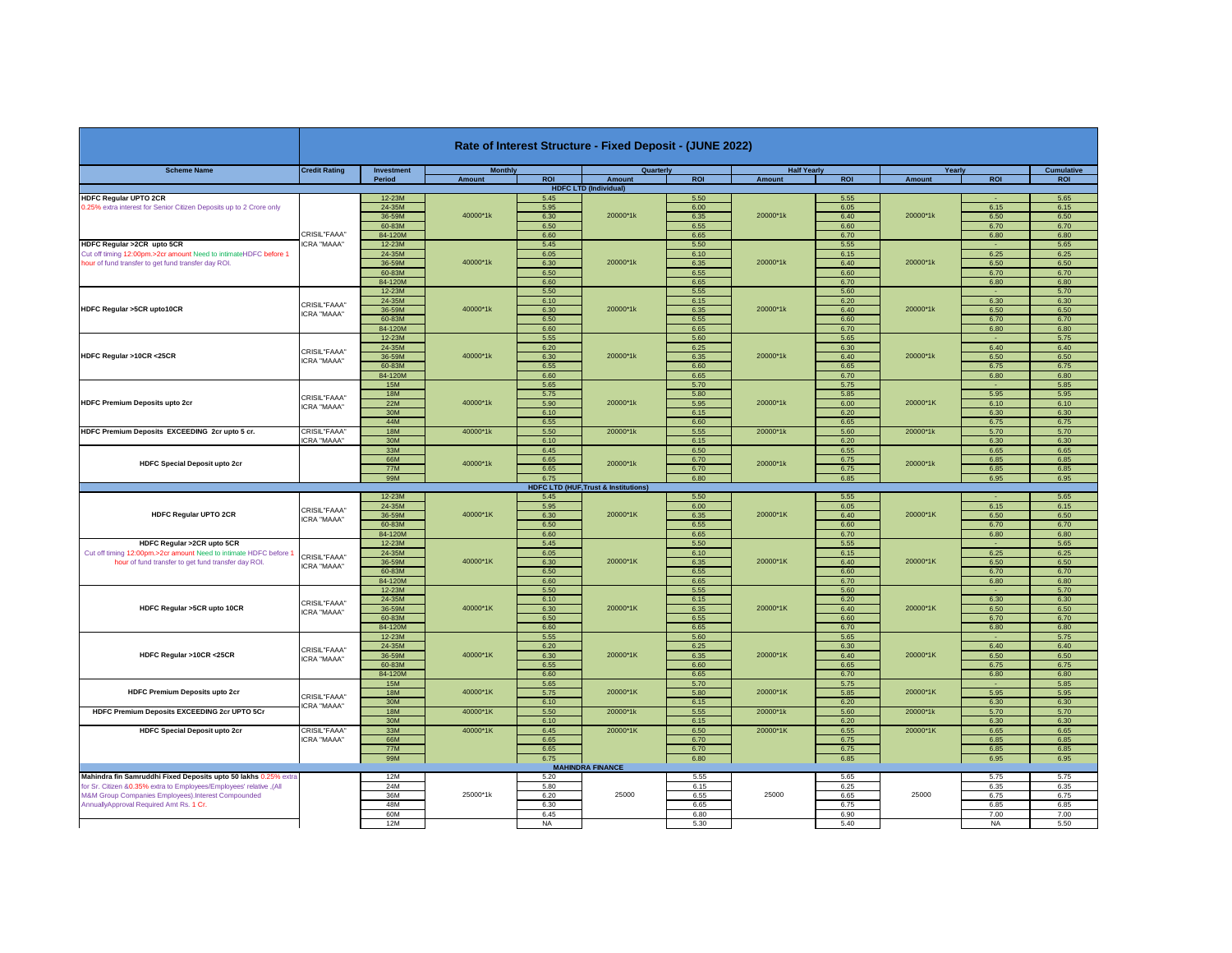# Rate of Interest Structure - Fixed Deposit - (JUNE 2022)

| Scheme Name | Credit Rating | Investment Period | Monthly Amount | Monthly ROI | Quarterly Amount | Quarterly ROI | Half Yearly Amount | Half Yearly ROI | Yearly Amount | Yearly ROI | Cumulative ROI |
|---|---|---|---|---|---|---|---|---|---|---|---|
| **HDFC LTD (Individual)** | | | | | | | | | | | |
| **HDFC Regular UPTO 2CR** 0.25% extra interest for Senior Citizen Deposits up to 2 Crore only | CRISIL"FAAA" ICRA "MAAA" | 12-23M | 40000*1k | 5.45 | 20000*1k | 5.50 | 20000*1k | 5.55 | 20000*1k | - | 5.65 |
| | | 24-35M | | 5.95 | | 6.00 | | 6.05 | | 6.15 | 6.15 |
| | | 36-59M | | 6.30 | | 6.35 | | 6.40 | | 6.50 | 6.50 |
| | | 60-83M | | 6.50 | | 6.55 | | 6.60 | | 6.70 | 6.70 |
| | | 84-120M | | 6.60 | | 6.65 | | 6.70 | | 6.80 | 6.80 |
| **HDFC Regular >2CR upto 5CR** Cut off timing 12:00pm.>2cr amount Need to intimateHDFC before 1 hour of fund transfer to get fund transfer day ROI. | | 12-23M | 40000*1k | 5.45 | 20000*1k | 5.50 | 20000*1k | 5.55 | 20000*1k | - | 5.65 |
| | | 24-35M | | 6.05 | | 6.10 | | 6.15 | | 6.25 | 6.25 |
| | | 36-59M | | 6.30 | | 6.35 | | 6.40 | | 6.50 | 6.50 |
| | | 60-83M | | 6.50 | | 6.55 | | 6.60 | | 6.70 | 6.70 |
| | | 84-120M | | 6.60 | | 6.65 | | 6.70 | | 6.80 | 6.80 |
| **HDFC Regular >5CR upto10CR** | CRISIL"FAAA" ICRA "MAAA" | 12-23M | 40000*1k | 5.50 | 20000*1k | 5.55 | 20000*1k | 5.60 | 20000*1k | - | 5.70 |
| | | 24-35M | | 6.10 | | 6.15 | | 6.20 | | 6.30 | 6.30 |
| | | 36-59M | | 6.30 | | 6.35 | | 6.40 | | 6.50 | 6.50 |
| | | 60-83M | | 6.50 | | 6.55 | | 6.60 | | 6.70 | 6.70 |
| | | 84-120M | | 6.60 | | 6.65 | | 6.70 | | 6.80 | 6.80 |
| **HDFC Regular >10CR <25CR** | CRISIL"FAAA" ICRA "MAAA" | 12-23M | 40000*1k | 5.55 | 20000*1k | 5.60 | 20000*1k | 5.65 | 20000*1k | - | 5.75 |
| | | 24-35M | | 6.20 | | 6.25 | | 6.30 | | 6.40 | 6.40 |
| | | 36-59M | | 6.30 | | 6.35 | | 6.40 | | 6.50 | 6.50 |
| | | 60-83M | | 6.55 | | 6.60 | | 6.65 | | 6.75 | 6.75 |
| | | 84-120M | | 6.60 | | 6.65 | | 6.70 | | 6.80 | 6.80 |
| **HDFC Premium Deposits upto 2cr** | CRISIL"FAAA" ICRA "MAAA" | 15M | 40000*1k | 5.65 | 20000*1k | 5.70 | 20000*1k | 5.75 | 20000*1K | - | 5.85 |
| | | 18M | | 5.75 | | 5.80 | | 5.85 | | 5.95 | 5.95 |
| | | 22M | | 5.90 | | 5.95 | | 6.00 | | 6.10 | 6.10 |
| | | 30M | | 6.10 | | 6.15 | | 6.20 | | 6.30 | 6.30 |
| | | 44M | | 6.55 | | 6.60 | | 6.65 | | 6.75 | 6.75 |
| **HDFC Premium Deposits EXCEEDING 2cr upto 5 cr.** | CRISIL"FAAA" ICRA "MAAA" | 18M | 40000*1k | 5.50 | 20000*1k | 5.55 | 20000*1k | 5.60 | 20000*1k | 5.70 | 5.70 |
| | | 30M | | 6.10 | | 6.15 | | 6.20 | | 6.30 | 6.30 |
| **HDFC Special Deposit upto 2cr** | | 33M | 40000*1k | 6.45 | 20000*1k | 6.50 | 20000*1k | 6.55 | 20000*1k | 6.65 | 6.65 |
| | | 66M | | 6.65 | | 6.70 | | 6.75 | | 6.85 | 6.85 |
| | | 77M | | 6.65 | | 6.70 | | 6.75 | | 6.85 | 6.85 |
| | | 99M | | 6.75 | | 6.80 | | 6.85 | | 6.95 | 6.95 |
| **HDFC LTD (HUF,Trust & Institutions)** | | | | | | | | | | | |
| **HDFC Regular UPTO 2CR** | CRISIL"FAAA" ICRA "MAAA" | 12-23M | 40000*1K | 5.45 | 20000*1K | 5.50 | 20000*1K | 5.55 | 20000*1K | - | 5.65 |
| | | 24-35M | | 5.95 | | 6.00 | | 6.05 | | 6.15 | 6.15 |
| | | 36-59M | | 6.30 | | 6.35 | | 6.40 | | 6.50 | 6.50 |
| | | 60-83M | | 6.50 | | 6.55 | | 6.60 | | 6.70 | 6.70 |
| | | 84-120M | | 6.60 | | 6.65 | | 6.70 | | 6.80 | 6.80 |
| **HDFC Regular >2CR upto 5CR** Cut off timing 12:00pm.>2cr amount Need to intimate HDFC before 1 hour of fund transfer to get fund transfer day ROI. | CRISIL"FAAA" ICRA "MAAA" | 12-23M | 40000*1K | 5.45 | 20000*1K | 5.50 | 20000*1K | 5.55 | 20000*1K | - | 5.65 |
| | | 24-35M | | 6.05 | | 6.10 | | 6.15 | | 6.25 | 6.25 |
| | | 36-59M | | 6.30 | | 6.35 | | 6.40 | | 6.50 | 6.50 |
| | | 60-83M | | 6.50 | | 6.55 | | 6.60 | | 6.70 | 6.70 |
| | | 84-120M | | 6.60 | | 6.65 | | 6.70 | | 6.80 | 6.80 |
| **HDFC Regular >5CR upto 10CR** | CRISIL"FAAA" ICRA "MAAA" | 12-23M | 40000*1K | 5.50 | 20000*1K | 5.55 | 20000*1K | 5.60 | 20000*1K | - | 5.70 |
| | | 24-35M | | 6.10 | | 6.15 | | 6.20 | | 6.30 | 6.30 |
| | | 36-59M | | 6.30 | | 6.35 | | 6.40 | | 6.50 | 6.50 |
| | | 60-83M | | 6.50 | | 6.55 | | 6.60 | | 6.70 | 6.70 |
| | | 84-120M | | 6.60 | | 6.65 | | 6.70 | | 6.80 | 6.80 |
| **HDFC Regular >10CR <25CR** | CRISIL"FAAA" ICRA "MAAA" | 12-23M | 40000*1K | 5.55 | 20000*1K | 5.60 | 20000*1K | 5.65 | 20000*1K | - | 5.75 |
| | | 24-35M | | 6.20 | | 6.25 | | 6.30 | | 6.40 | 6.40 |
| | | 36-59M | | 6.30 | | 6.35 | | 6.40 | | 6.50 | 6.50 |
| | | 60-83M | | 6.55 | | 6.60 | | 6.65 | | 6.75 | 6.75 |
| | | 84-120M | | 6.60 | | 6.65 | | 6.70 | | 6.80 | 6.80 |
| **HDFC Premium Deposits upto 2cr** | CRISIL"FAAA" ICRA "MAAA" | 15M | 40000*1K | 5.65 | 20000*1K | 5.70 | 20000*1K | 5.75 | 20000*1K | - | 5.85 |
| | | 18M | | 5.75 | | 5.80 | | 5.85 | | 5.95 | 5.95 |
| | | 30M | | 6.10 | | 6.15 | | 6.20 | | 6.30 | 6.30 |
| **HDFC Premium Deposits EXCEEDING 2cr UPTO 5Cr** | | 18M | 40000*1K | 5.50 | 20000*1k | 5.55 | 20000*1k | 5.60 | 20000*1k | 5.70 | 5.70 |
| | | 30M | | 6.10 | | 6.15 | | 6.20 | | 6.30 | 6.30 |
| **HDFC Special Deposit upto 2cr** | CRISIL"FAAA" ICRA "MAAA" | 33M | 40000*1K | 6.45 | 20000*1K | 6.50 | 20000*1K | 6.55 | 20000*1K | 6.65 | 6.65 |
| | | 66M | | 6.65 | | 6.70 | | 6.75 | | 6.85 | 6.85 |
| | | 77M | | 6.65 | | 6.70 | | 6.75 | | 6.85 | 6.85 |
| | | 99M | | 6.75 | | 6.80 | | 6.85 | | 6.95 | 6.95 |
| **MAHINDRA FINANCE** | | | | | | | | | | | |
| **Mahindra fin Samruddhi Fixed Deposits upto 50 lakhs** 0.25% extra for Sr. Citizen &0.35% extra to Employees/Employees' relative ,(All M&M Group Companies Employees).Interest Compounded AnnuallyApproval Required Amt Rs. 1 Cr. | | 12M | 25000*1k | 5.20 | 25000 | 5.55 | 25000 | 5.65 | 25000 | 5.75 | 5.75 |
| | | 24M | | 5.80 | | 6.15 | | 6.25 | | 6.35 | 6.35 |
| | | 36M | | 6.20 | | 6.55 | | 6.65 | | 6.75 | 6.75 |
| | | 48M | | 6.30 | | 6.65 | | 6.75 | | 6.85 | 6.85 |
| | | 60M | | 6.45 | | 6.80 | | 6.90 | | 7.00 | 7.00 |
| | | 12M | | NA | | 5.30 | | 5.40 | | NA | 5.50 |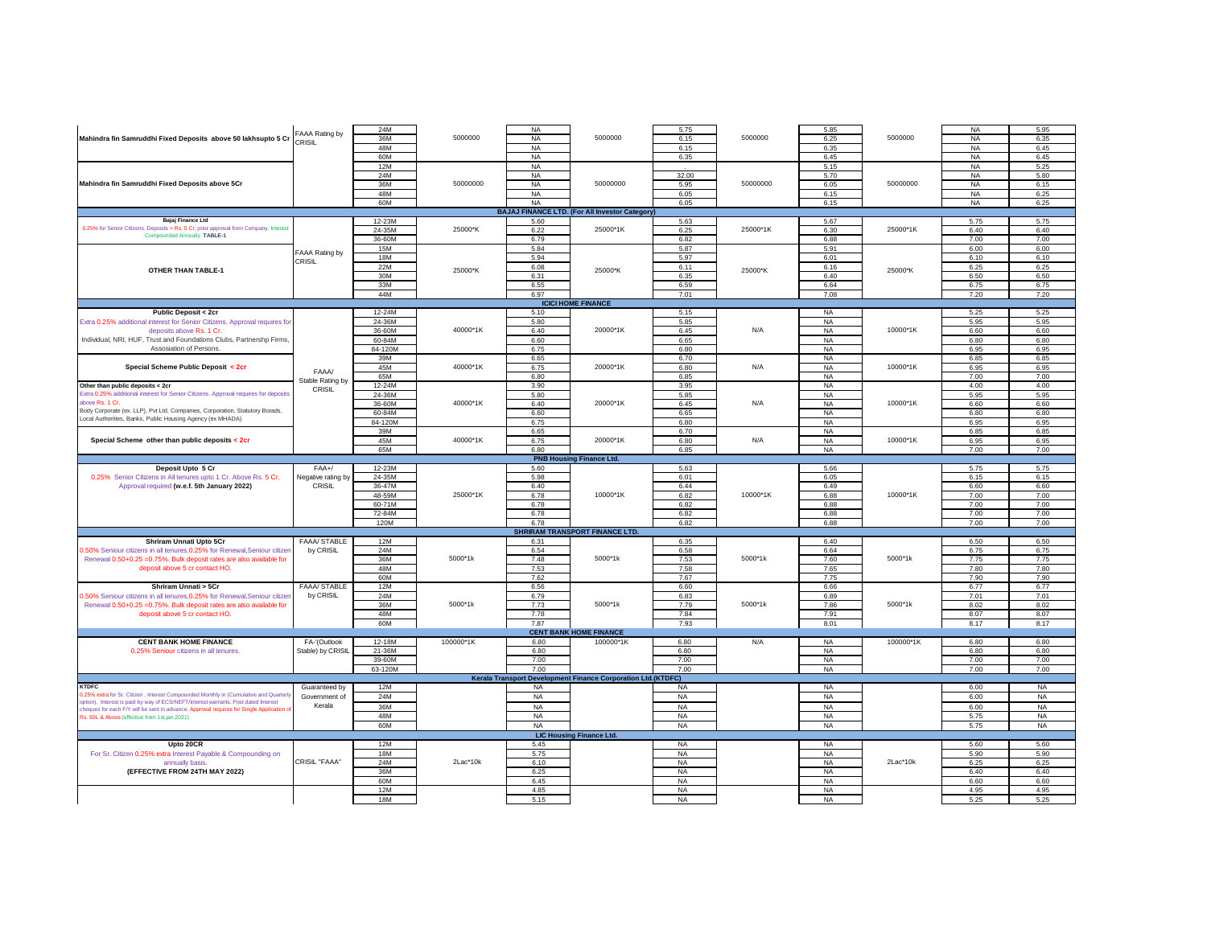| Scheme | Rating | Tenure | Min Amount | Rate | Min Amount | Rate | Min Amount | Rate | Min Amount | Rate | Rate |
|---|---|---|---|---|---|---|---|---|---|---|---|
| Mahindra fin Samruddhi Fixed Deposits above 50 lakhsupto 5 Cr | FAAA Rating by CRISIL | 24M | 5000000 | NA | 5000000 | 5.75 | 5000000 | 5.85 | 5000000 | NA | 5.95 |
| | | 36M | | NA | | 6.15 | | 6.25 | | NA | 6.35 |
| | | 48M | | NA | | 6.15 | | 6.35 | | NA | 6.45 |
| | | 60M | | NA | | 6.35 | | 6.45 | | NA | 6.45 |
| Mahindra fin Samruddhi Fixed Deposits above 5Cr | | 12M | 50000000 | NA | 50000000 | | 50000000 | 5.15 | 50000000 | NA | 5.25 |
| | | 24M | | NA | | 32.00 | | 5.70 | | NA | 5.80 |
| | | 36M | | NA | | 5.95 | | 6.05 | | NA | 6.15 |
| | | 48M | | NA | | 6.05 | | 6.15 | | NA | 6.25 |
| | | 60M | | NA | | 6.05 | | 6.15 | | NA | 6.25 |
| **BAJAJ FINANCE LTD. (For All Investor Category)** | | | | | | | | | | | |
| **Bajaj Finance Ltd** 0.25% for Senior Citizens. Deposits > Rs. 5 Cr, prior approval from Company. Interest Compounded Annually. **TABLE-1** | | 12-23M | 25000*K | 5.60 | 25000*1K | 5.63 | 25000*1K | 5.67 | 25000*1K | 5.75 | 5.75 |
| | | 24-35M | | 6.22 | | 6.25 | | 6.30 | | 6.40 | 6.40 |
| | | 36-60M | | 6.79 | | 6.82 | | 6.88 | | 7.00 | 7.00 |
| **OTHER THAN TABLE-1** | FAAA Rating by CRISIL | 15M | 25000*K | 5.84 | 25000*K | 5.87 | 25000*K | 5.91 | 25000*K | 6.00 | 6.00 |
| | | 18M | | 5.94 | | 5.97 | | 6.01 | | 6.10 | 6.10 |
| | | 22M | | 6.08 | | 6.11 | | 6.16 | | 6.25 | 6.25 |
| | | 30M | | 6.31 | | 6.35 | | 6.40 | | 6.50 | 6.50 |
| | | 33M | | 6.55 | | 6.59 | | 6.64 | | 6.75 | 6.75 |
| | | 44M | | 6.97 | | 7.01 | | 7.08 | | 7.20 | 7.20 |
| **ICICI HOME FINANCE** | | | | | | | | | | | |
| **Public Deposit < 2cr** Extra 0.25% additional interest for Senior Citizens. Approval requires for deposits above Rs. 1 Cr. Individual, NRI, HUF, Trust and Foundations Clubs, Partnershp Firms, Assosiation of Persons. | FAAA/ Stable Rating by CRISIL | 12-24M | 40000*1K | 5.10 | 20000*1K | 5.15 | N/A | NA | 10000*1K | 5.25 | 5.25 |
| | | 24-36M | | 5.80 | | 5.85 | | NA | | 5.95 | 5.95 |
| | | 36-60M | | 6.40 | | 6.45 | | NA | | 6.60 | 6.60 |
| | | 60-84M | | 6.60 | | 6.65 | | NA | | 6.80 | 6.80 |
| | | 84-120M | | 6.75 | | 6.80 | | NA | | 6.95 | 6.95 |
| **Special Scheme Public Deposit < 2cr** | | 39M | 40000*1K | 6.65 | 20000*1K | 6.70 | N/A | NA | 10000*1K | 6.85 | 6.85 |
| | | 45M | | 6.75 | | 6.80 | | NA | | 6.95 | 6.95 |
| | | 65M | | 6.80 | | 6.85 | | NA | | 7.00 | 7.00 |
| **Other than public deposits < 2cr** Extra 0.25% additional interest for Senior Citizens. Approval requires for deposits above Rs. 1 Cr. Body Corporate (ex. LLP), Pvt Ltd. Companies, Corporation, Statutory Borads, Local Authorities, Banks, Public Housing Agency (ex MHADA) | | 12-24M | 40000*1K | 3.90 | 20000*1K | 3.95 | N/A | NA | 10000*1K | 4.00 | 4.00 |
| | | 24-36M | | 5.80 | | 5.85 | | NA | | 5.95 | 5.95 |
| | | 36-60M | | 6.40 | | 6.45 | | NA | | 6.60 | 6.60 |
| | | 60-84M | | 6.60 | | 6.65 | | NA | | 6.80 | 6.80 |
| | | 84-120M | | 6.75 | | 6.80 | | NA | | 6.95 | 6.95 |
| **Special Scheme other than public deposits < 2cr** | | 39M | 40000*1K | 6.65 | 20000*1K | 6.70 | N/A | NA | 10000*1K | 6.85 | 6.85 |
| | | 45M | | 6.75 | | 6.80 | | NA | | 6.95 | 6.95 |
| | | 65M | | 6.80 | | 6.85 | | NA | | 7.00 | 7.00 |
| **PNB Housing Finance Ltd.** | | | | | | | | | | | |
| **Deposit Upto 5 Cr** 0.25% Senior Citizens in All tenures upto 1 Cr. Above Rs. 5 Cr. Approval required **(w.e.f. 5th January 2022)** | FAA+/ Negative rating by CRISIL | 12-23M | 25000*1K | 5.60 | 10000*1K | 5.63 | 10000*1K | 5.66 | 10000*1K | 5.75 | 5.75 |
| | | 24-35M | | 5.98 | | 6.01 | | 6.05 | | 6.15 | 6.15 |
| | | 36-47M | | 6.40 | | 6.44 | | 6.49 | | 6.60 | 6.60 |
| | | 48-59M | | 6.78 | | 6.82 | | 6.88 | | 7.00 | 7.00 |
| | | 60-71M | | 6.78 | | 6.82 | | 6.88 | | 7.00 | 7.00 |
| | | 72-84M | | 6.78 | | 6.82 | | 6.88 | | 7.00 | 7.00 |
| | | 120M | | 6.78 | | 6.82 | | 6.88 | | 7.00 | 7.00 |
| **SHRIRAM TRANSPORT FINANCE LTD.** | | | | | | | | | | | |
| **Shriram Unnati Upto 5Cr** 0.50% Seniour citizens in all tenures,0.25% for Renewal,Seniour citizen Renewal 0.50+0.25 =0.75%. Bulk deposit rates are also available for deposit above 5 cr contact HO. | FAAA/ STABLE by CRISIL | 12M | 5000*1k | 6.31 | 5000*1k | 6.35 | 5000*1k | 6.40 | 5000*1k | 6.50 | 6.50 |
| | | 24M | | 6.54 | | 6.58 | | 6.64 | | 6.75 | 6.75 |
| | | 36M | | 7.48 | | 7.53 | | 7.60 | | 7.75 | 7.75 |
| | | 48M | | 7.53 | | 7.58 | | 7.65 | | 7.80 | 7.80 |
| | | 60M | | 7.62 | | 7.67 | | 7.75 | | 7.90 | 7.90 |
| **Shriram Unnati > 5Cr** 0.50% Seniour citizens in all tenures,0.25% for Renewal,Seniour citizen Renewal 0.50+0.25 =0.75%. Bulk deposit rates are also available for deposit above 5 cr contact HO. | FAAA/ STABLE by CRISIL | 12M | 5000*1k | 6.56 | 5000*1k | 6.60 | 5000*1k | 6.66 | 5000*1k | 6.77 | 6.77 |
| | | 24M | | 6.79 | | 6.83 | | 6.89 | | 7.01 | 7.01 |
| | | 36M | | 7.73 | | 7.79 | | 7.86 | | 8.02 | 8.02 |
| | | 48M | | 7.78 | | 7.84 | | 7.91 | | 8.07 | 8.07 |
| | | 60M | | 7.87 | | 7.93 | | 8.01 | | 8.17 | 8.17 |
| **CENT BANK HOME FINANCE** | | | | | | | | | | | |
| **CENT BANK HOME FINANCE** 0.25% Seniour citizens in all tenures. | FA-'(Outlook Stable) by CRISIL | 12-18M | 100000*1K | 6.80 | 100000*1K | 6.80 | N/A | NA | 100000*1K | 6.80 | 6.80 |
| | | 21-36M | | 6.80 | | 6.80 | | NA | | 6.80 | 6.80 |
| | | 39-60M | | 7.00 | | 7.00 | | NA | | 7.00 | 7.00 |
| | | 63-120M | | 7.00 | | 7.00 | | NA | | 7.00 | 7.00 |
| **Kerala Transport Development Finance Corporation Ltd.(KTDFC)** | | | | | | | | | | | |
| **KTDFC** 0.25% extra for Sr. Citizen , Interest Compounded Monthly in (Cumulative and Quarterly option). Interest is paid by way of ECS/NEFT/interest warrants. Post dated interest cheques for each F/Y will be sent in advance. Approval requires for Single Application of Rs. 50L & Above.(effective from 1st.jan,2021) | Guaranteed by Government of Kerala | 12M | | NA | | NA | | NA | | 6.00 | NA |
| | | 24M | | NA | | NA | | NA | | 6.00 | NA |
| | | 36M | | NA | | NA | | NA | | 6.00 | NA |
| | | 48M | | NA | | NA | | NA | | 5.75 | NA |
| | | 60M | | NA | | NA | | NA | | 5.75 | NA |
| **LIC Housing Finance Ltd.** | | | | | | | | | | | |
| **Upto 20CR** For Sr. Citizen 0.25% extra Interest Payable & Compounding on annually basis. **(EFFECTIVE FROM 24TH MAY 2022)** | CRISIL "FAAA" | 12M | 2Lac*10k | 5.45 | | NA | | NA | 2Lac*10k | 5.60 | 5.60 |
| | | 18M | | 5.75 | | NA | | NA | | 5.90 | 5.90 |
| | | 24M | | 6.10 | | NA | | NA | | 6.25 | 6.25 |
| | | 36M | | 6.25 | | NA | | NA | | 6.40 | 6.40 |
| | | 60M | | 6.45 | | NA | | NA | | 6.60 | 6.60 |
| | | 12M | | 4.85 | | NA | | NA | | 4.95 | 4.95 |
| | | 18M | | 5.15 | | NA | | NA | | 5.25 | 5.25 |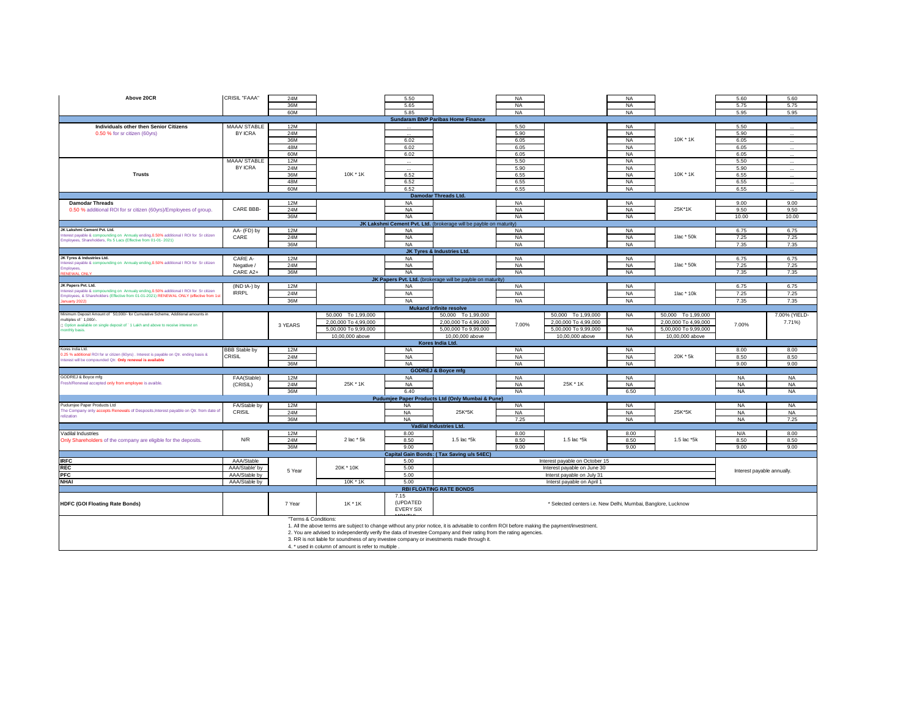| | | | | | | | | | | | |
|---|---|---|---|---|---|---|---|---|---|---|---|
| **Above 20CR** | CRISIL "FAAA" | 24M | | 5.50 | | NA | | NA | | 5.60 | 5.60 |
| | | 36M | | 5.65 | | NA | | NA | | 5.75 | 5.75 |
| | | 60M | | 5.85 | | NA | | NA | | 5.95 | 5.95 |
| **Sundaram BNP Paribas Home Finance** | | | | | | | | | | | |
| **Individuals other then Senior Citizens** | MAAA/ STABLE | 12M | | ... | | 5.50 | | NA | | 5.50 | ... |
| 0.50 % for sr citizen (60yrs) | BY ICRA | 24M | | ... | | 5.90 | | NA | | 5.90 | ... |
| | | 36M | | 6.02 | | 6.05 | | NA | 10K * 1K | 6.05 | ... |
| | | 48M | | 6.02 | | 6.05 | | NA | | 6.05 | ... |
| | | 60M | | 6.02 | | 6.05 | | NA | | 6.05 | ... |
| | MAAA/ STABLE | 12M | | ... | | 5.50 | | NA | | 5.50 | ... |
| | BY ICRA | 24M | | ... | | 5.90 | | NA | | 5.90 | ... |
| **Trusts** | | 36M | 10K * 1K | 6.52 | | 6.55 | | NA | 10K * 1K | 6.55 | ... |
| | | 48M | | 6.52 | | 6.55 | | NA | | 6.55 | ... |
| | | 60M | | 6.52 | | 6.55 | | NA | | 6.55 | ... |
| **Damodar Threads Ltd.** | | | | | | | | | | | |
| **Damodar Threads** | | 12M | | NA | | NA | | NA | | 9.00 | 9.00 |
| 0.50 % additional ROI for sr citizen (60yrs)/Employees of group. | CARE BBB- | 24M | | NA | | NA | | NA | 25K*1K | 9.50 | 9.50 |
| | | 36M | | NA | | NA | | NA | | 10.00 | 10.00 |
| **JK Lakshmi Cement Pvt. Ltd.** (brokerage will be payble on maturity) | | | | | | | | | | | |
| **JK Lakshmi Cement Pvt. Ltd.** Interest payable & compounding on Annualy ending,0.50% additional I ROI for Sr citizen Employees, Shareholders, Rs 5 Lacs (Effective from 01-01- 2021) | AA- (FD) by | 12M | | NA | | NA | | NA | | 6.75 | 6.75 |
| | CARE | 24M | | NA | | NA | | NA | 1lac * 50k | 7.25 | 7.25 |
| | | 36M | | NA | | NA | | NA | | 7.35 | 7.35 |
| **JK Tyres & Industries Ltd.** | | | | | | | | | | | |
| **JK Tyres & Industries Ltd.** Interest payable & compounding on Annualy ending,0.50% additional I ROI for Sr citizen Employees, RENEWAL ONLY | CARE A- | 12M | | NA | | NA | | NA | | 6.75 | 6.75 |
| | Negative / | 24M | | NA | | NA | | NA | 1lac * 50k | 7.25 | 7.25 |
| | CARE A2+ | 36M | | NA | | NA | | NA | | 7.35 | 7.35 |
| **JK Papers Pvt. Ltd.** (brokerage will be payble on maturity) | | | | | | | | | | | |
| **JK Papers Pvt. Ltd.** Interest payable & compounding on Annualy ending,0.50% additional I ROI for Sr citizen Employees, & Shareholders (Effective from 01-01-2021) RENEWAL ONLY (effective from 1st January 2022) | (IND tA-) by | 12M | | NA | | NA | | NA | | 6.75 | 6.75 |
| | IRRPL | 24M | | NA | | NA | | NA | 1lac * 10k | 7.25 | 7.25 |
| | | 36M | | NA | | NA | | NA | | 7.35 | 7.35 |
| **Mukand infinite resolve** | | | | | | | | | | | |
| Minimum Deposit Amount of ` 50,000/- for Cumulative Scheme, Additional amounts in multiples of ` 1,000/-. Option available on single deposit of ` 1 Lakh and above to receive interest on monthly basis. | | 3 YEARS | 50,000 To 1,99,000 | | 50,000 To 1,99,000 | 7.00% | 50,000 To 1,99,000 | NA | 50,000 To 1,99,000 | 7.00% | 7.00% (YIELD- 7.71%) |
| | | | 2,00,000 To 4,99,000 | | 2,00,000 To 4,99,000 | | 2,00,000 To 4,99,000 | | 2,00,000 To 4,99,000 | | |
| | | | 5,00,000 To 9,99,000 | | 5,00,000 To 9,99,000 | | 5,00,000 To 9,99,000 | NA | 5,00,000 To 9,99,000 | | |
| | | | 10,00,000 above | | 10,00,000 above | | 10,00,000 above | NA | 10,00,000 above | | |
| **Kores India Ltd.** | | | | | | | | | | | |
| Kores India Ltd. 0.25 % additional ROI for sr citizen (60yrs) . Interest is payable on Qtr. ending basis & Interest will be compounded Qtr. **Only renewal is available** | BBB Stable by | 12M | | NA | | NA | | NA | | 8.00 | 8.00 |
| | CRISIL | 24M | | NA | | NA | | NA | 20K * 5k | 8.50 | 8.50 |
| | | 36M | | NA | | NA | | NA | | 9.00 | 9.00 |
| **GODREJ & Boyce mfg** | | | | | | | | | | | |
| GODREJ & Boyce mfg Fresh/Renewal accepted only from employee is avaible. | FAA(Stable) | 12M | | NA | | NA | | NA | | NA | NA |
| | (CRISIL) | 24M | 25K * 1K | NA | | NA | 25K * 1K | NA | | NA | NA |
| | | 36M | | 6.40 | | NA | | 6.50 | | NA | NA |
| **Pudumjee Paper Products Ltd (Only Mumbai & Pune)** | | | | | | | | | | | |
| Pudumjee Paper Products Ltd The Company only accepts Renewals of Desposits,Interest payable on Qtr. from date of relization | FA/Stable by | 12M | | NA | | NA | | NA | | NA | NA |
| | CRISIL | 24M | | NA | 25K*5K | NA | | NA | 25K*5K | NA | NA |
| | | 36M | | NA | | 7.25 | | NA | | NA | 7.25 |
| **Vadilal Industries Ltd.** | | | | | | | | | | | |
| Vadilal Industries | | 12M | | 8.00 | | 8.00 | | 8.00 | | N/A | 8.00 |
| Only Shareholders of the company are eligible for the deposits. | N/R | 24M | 2 lac * 5k | 8.50 | 1.5 lac *5k | 8.50 | 1.5 lac *5k | 8.50 | 1.5 lac *5k | 8.50 | 8.50 |
| | | 36M | | 9.00 | | 9.00 | | 9.00 | | 9.00 | 9.00 |
| **Capital Gain Bonds: ( Tax Saving u/s 54EC)** | | | | | | | | | | | |
| **IRFC** | AAA/Stable | 5 Year | 20K * 10K | 5.00 | Interest payable on October 15 | | | | | Interest payable annually. | |
| **REC** | AAA/Stable' by | | | 5.00 | Interest payable on June 30 | | | | | | |
| **PFC** | AAA/Stable by | | | 5.00 | Interst payable on July 31 | | | | | | |
| **NHAI** | AAA/Stable by | | 10K * 1K | 5.00 | Interst payable on April 1 | | | | | | |
| **RBI FLOATING RATE BONDS** | | | | | | | | | | | |
| **HDFC (GOI Floating Rate Bonds)** | | 7 Year | 1K * 1K | 7.15 (UPDATED EVERY SIX MONTH) | * Selected centers i.e. New Delhi, Mumbai, Banglore, Lucknow | | | | | | |

"Terms & Conditions:

1. All the above terms are subject to change without any prior notice, it is advisable to confirm ROI before making the payment/investment.
2. You are advised to independently verify the data of Investee Company and their rating from the rating agencies.
3. RR is not liable for soundness of any investee company or investments made through it.
4. * used in column of amount is refer to multiple .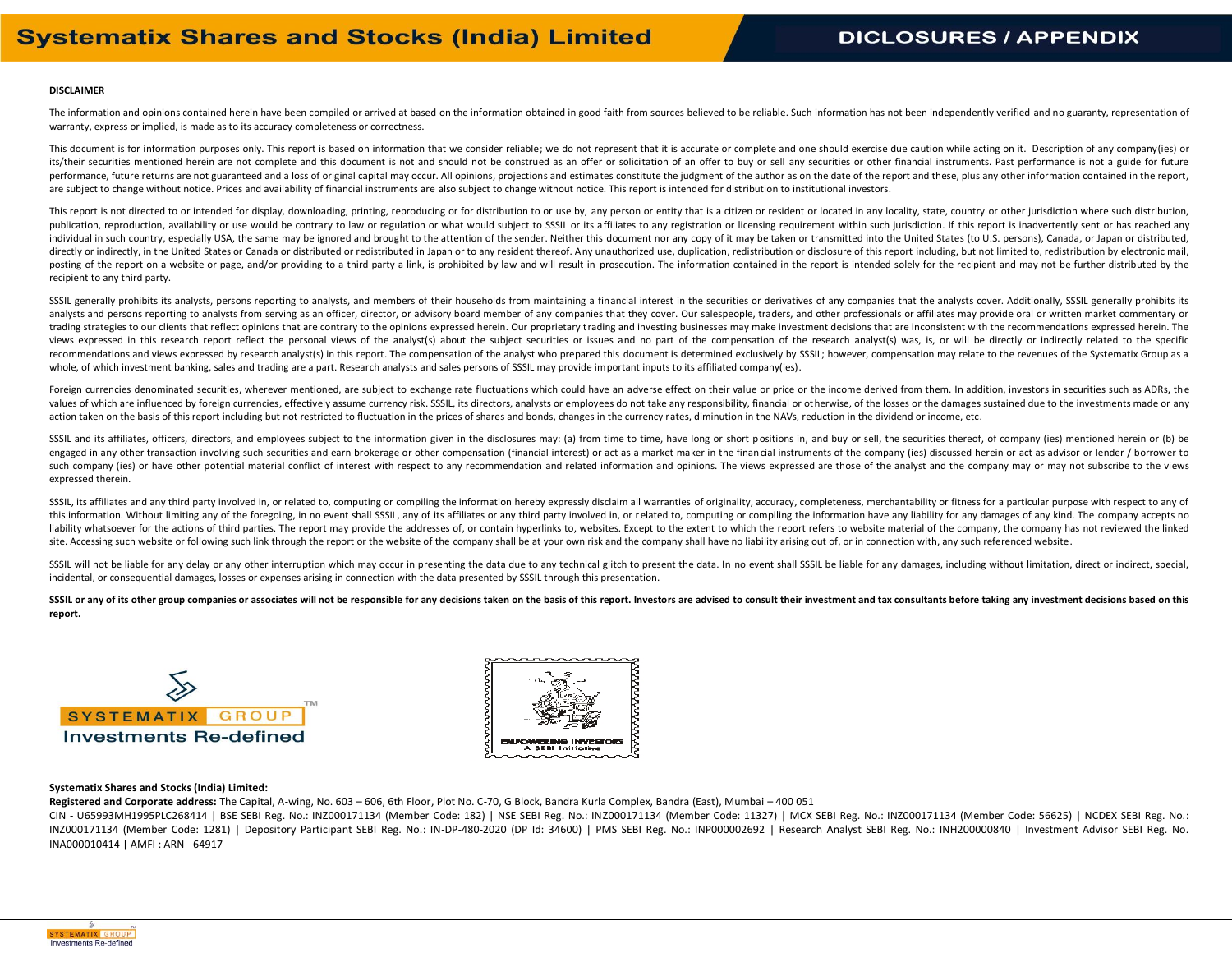# Systematix Shares and Stocks (India) Limited

## DICLOSURES / APPENDIX

**DISCLAIMER**

The information and opinions contained herein have been compiled or arrived at based on the information obtained in good faith from sources believed to be reliable. Such information has not been independently verified and no guaranty, representation of warranty, express or implied, is made as to its accuracy completeness or correctness.

This document is for information purposes only. This report is based on information that we consider reliable; we do not represent that it is accurate or complete and one should exercise due caution while acting on it. Description of any company(ies) or its/their securities mentioned herein are not complete and this document is not and should not be construed as an offer or solicitation of an offer to buy or sell any securities or other financial instruments. Past performance is not a guide for future performance, future returns are not guaranteed and a loss of original capital may occur. All opinions, projections and estimates constitute the judgment of the author as on the date of the report and these, plus any other information contained in the report, are subject to change without notice. Prices and availability of financial instruments are also subject to change without notice. This report is intended for distribution to institutional investors.

This report is not directed to or intended for display, downloading, printing, reproducing or for distribution to or use by, any person or entity that is a citizen or resident or located in any locality, state, country or other jurisdiction where such distribution, publication, reproduction, availability or use would be contrary to law or regulation or what would subject to SSSIL or its affiliates to any registration or licensing requirement within such jurisdiction. If this report is inadvertently sent or has reached any individual in such country, especially USA, the same may be ignored and brought to the attention of the sender. Neither this document nor any copy of it may be taken or transmitted into the United States (to U.S. persons), Canada, or Japan or distributed, directly or indirectly, in the United States or Canada or distributed or redistributed in Japan or to any resident thereof. Any unauthorized use, duplication, redistribution or disclosure of this report including, but not limited to, redistribution by electronic mail, posting of the report on a website or page, and/or providing to a third party a link, is prohibited by law and will result in prosecution. The information contained in the report is intended solely for the recipient and may not be further distributed by the recipient to any third party.

SSSIL generally prohibits its analysts, persons reporting to analysts, and members of their households from maintaining a financial interest in the securities or derivatives of any companies that the analysts cover. Additionally, SSSIL generally prohibits its analysts and persons reporting to analysts from serving as an officer, director, or advisory board member of any companies that they cover. Our salespeople, traders, and other professionals or affiliates may provide oral or written market commentary or trading strategies to our clients that reflect opinions that are contrary to the opinions expressed herein. Our proprietary trading and investing businesses may make investment decisions that are inconsistent with the recommendations expressed herein. The views expressed in this research report reflect the personal views of the analyst(s) about the subject securities or issues and no part of the compensation of the research analyst(s) was, is, or will be directly or indirectly related to the specific recommendations and views expressed by research analyst(s) in this report. The compensation of the analyst who prepared this document is determined exclusively by SSSIL; however, compensation may relate to the revenues of the Systematix Group as a whole, of which investment banking, sales and trading are a part. Research analysts and sales persons of SSSIL may provide important inputs to its affiliated company(ies).

Foreign currencies denominated securities, wherever mentioned, are subject to exchange rate fluctuations which could have an adverse effect on their value or price or the income derived from them. In addition, investors in securities such as ADRs, the values of which are influenced by foreign currencies, effectively assume currency risk. SSSIL, its directors, analysts or employees do not take any responsibility, financial or otherwise, of the losses or the damages sustained due to the investments made or any action taken on the basis of this report including but not restricted to fluctuation in the prices of shares and bonds, changes in the currency rates, diminution in the NAVs, reduction in the dividend or income, etc.

SSSIL and its affiliates, officers, directors, and employees subject to the information given in the disclosures may: (a) from time to time, have long or short positions in, and buy or sell, the securities thereof, of company (ies) mentioned herein or (b) be engaged in any other transaction involving such securities and earn brokerage or other compensation (financial interest) or act as a market maker in the financial instruments of the company (ies) discussed herein or act as advisor or lender / borrower to such company (ies) or have other potential material conflict of interest with respect to any recommendation and related information and opinions. The views expressed are those of the analyst and the company may or may not subscribe to the views expressed therein.

SSSIL, its affiliates and any third party involved in, or related to, computing or compiling the information hereby expressly disclaim all warranties of originality, accuracy, completeness, merchantability or fitness for a particular purpose with respect to any of this information. Without limiting any of the foregoing, in no event shall SSSIL, any of its affiliates or any third party involved in, or related to, computing or compiling the information have any liability for any damages of any kind. The company accepts no liability whatsoever for the actions of third parties. The report may provide the addresses of, or contain hyperlinks to, websites. Except to the extent to which the report refers to website material of the company, the company has not reviewed the linked site. Accessing such website or following such link through the report or the website of the company shall be at your own risk and the company shall have no liability arising out of, or in connection with, any such referenced website.

SSSIL will not be liable for any delay or any other interruption which may occur in presenting the data due to any technical glitch to present the data. In no event shall SSSIL be liable for any damages, including without limitation, direct or indirect, special, incidental, or consequential damages, losses or expenses arising in connection with the data presented by SSSIL through this presentation.

**SSSIL or any of its other group companies or associates will not be responsible for any decisions taken on the basis of this report. Investors are advised to consult their investment and tax consultants before taking any investment decisions based on this report.**

SYSTEMATIX GROUP
Investments Re-defined

EMPOWERING INVESTORS
A SEBI Initiative

**Systematix Shares and Stocks (India) Limited:**

**Registered and Corporate address:** The Capital, A-wing, No. 603 – 606, 6th Floor, Plot No. C-70, G Block, Bandra Kurla Complex, Bandra (East), Mumbai – 400 051

CIN - U65993MH1995PLC268414 | BSE SEBI Reg. No.: INZ000171134 (Member Code: 182) | NSE SEBI Reg. No.: INZ000171134 (Member Code: 11327) | MCX SEBI Reg. No.: INZ000171134 (Member Code: 56625) | NCDEX SEBI Reg. No.: INZ000171134 (Member Code: 1281) | Depository Participant SEBI Reg. No.: IN-DP-480-2020 (DP Id: 34600) | PMS SEBI Reg. No.: INP000002692 | Research Analyst SEBI Reg. No.: INH200000840 | Investment Advisor SEBI Reg. No. INA000010414 | AMFI : ARN - 64917